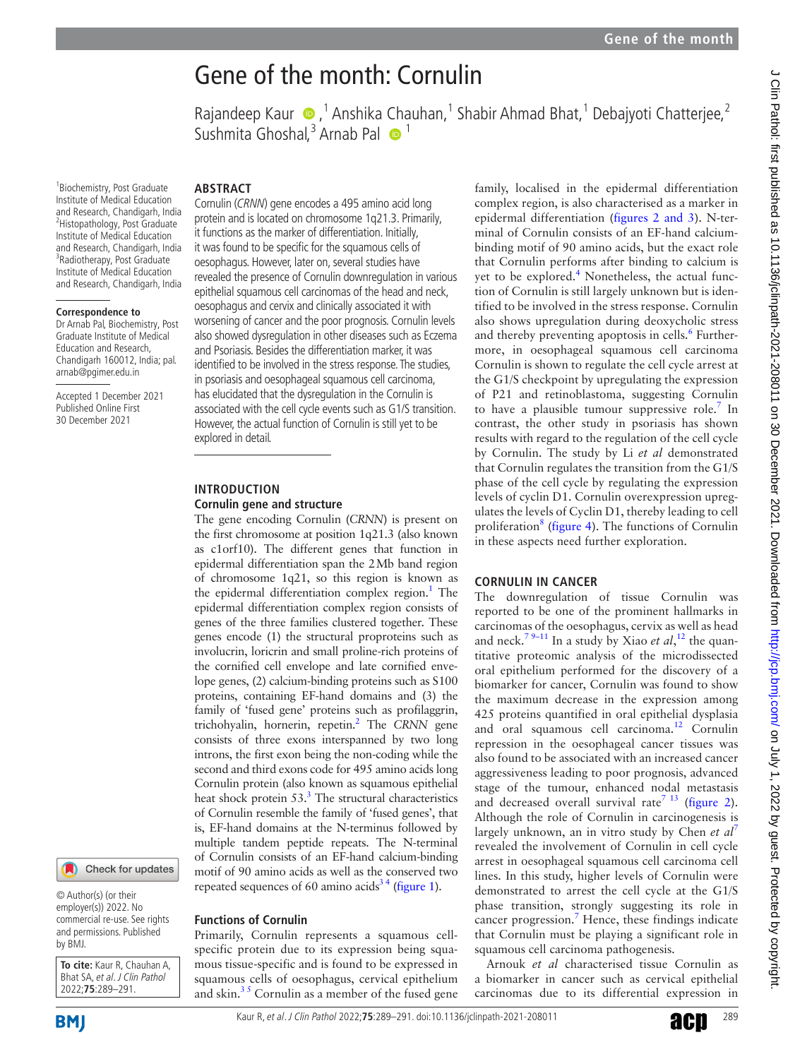# Gene of the month: Cornulin

Rajandeep Kaur [1], Anshika Chauhan [1], Shabir Ahmad Bhat [1], Debajyoti Chatterjee [2], Sushmita Ghoshal [3], Arnab Pal [1]

[1] Biochemistry, Post Graduate Institute of Medical Education and Research, Chandigarh, India
[2] Histopathology, Post Graduate Institute of Medical Education and Research, Chandigarh, India
[3] Radiotherapy, Post Graduate Institute of Medical Education and Research, Chandigarh, India

**Correspondence to**
Dr Arnab Pal, Biochemistry, Post Graduate Institute of Medical Education and Research, Chandigarh 160012, India; pal.arnab@pgimer.edu.in

Accepted 1 December 2021
Published Online First 30 December 2021

© Author(s) (or their employer(s)) 2022. No commercial re-use. See rights and permissions. Published by BMJ.

**To cite:** Kaur R, Chauhan A, Bhat SA, *et al*. *J Clin Pathol* 2022;**75**:289–291.

## ABSTRACT

Cornulin (*CRNN*) gene encodes a 495 amino acid long protein and is located on chromosome 1q21.3. Primarily, it functions as the marker of differentiation. Initially, it was found to be specific for the squamous cells of oesophagus. However, later on, several studies have revealed the presence of Cornulin downregulation in various epithelial squamous cell carcinomas of the head and neck, oesophagus and cervix and clinically associated it with worsening of cancer and the poor prognosis. Cornulin levels also showed dysregulation in other diseases such as Eczema and Psoriasis. Besides the differentiation marker, it was identified to be involved in the stress response. The studies, in psoriasis and oesophageal squamous cell carcinoma, has elucidated that the dysregulation in the Cornulin is associated with the cell cycle events such as G1/S transition. However, the actual function of Cornulin is still yet to be explored in detail.

## INTRODUCTION

### Cornulin gene and structure

The gene encoding Cornulin (*CRNN*) is present on the first chromosome at position 1q21.3 (also known as c1orf10). The different genes that function in epidermal differentiation span the 2Mb band region of chromosome 1q21, so this region is known as the epidermal differentiation complex region.[1] The epidermal differentiation complex region consists of genes of the three families clustered together. These genes encode (1) the structural proproteins such as involucrin, loricrin and small proline-rich proteins of the cornified cell envelope and late cornified envelope genes, (2) calcium-binding proteins such as S100 proteins, containing EF-hand domains and (3) the family of 'fused gene' proteins such as profilaggrin, trichohyalin, hornerin, repetin.[2] The *CRNN* gene consists of three exons interspanned by two long introns, the first exon being the non-coding while the second and third exons code for 495 amino acids long Cornulin protein (also known as squamous epithelial heat shock protein 53.[3] The structural characteristics of Cornulin resemble the family of 'fused genes', that is, EF-hand domains at the N-terminus followed by multiple tandem peptide repeats. The N-terminal of Cornulin consists of an EF-hand calcium-binding motif of 90 amino acids as well as the conserved two repeated sequences of 60 amino acids[3,4] (figure 1).

### Functions of Cornulin

Primarily, Cornulin represents a squamous cell-specific protein due to its expression being squamous tissue-specific and is found to be expressed in squamous cells of oesophagus, cervical epithelium and skin.[3,5] Cornulin as a member of the fused gene family, localised in the epidermal differentiation complex region, is also characterised as a marker in epidermal differentiation (figures 2 and 3). N-terminal of Cornulin consists of an EF-hand calcium-binding motif of 90 amino acids, but the exact role that Cornulin performs after binding to calcium is yet to be explored.[4] Nonetheless, the actual function of Cornulin is still largely unknown but is identified to be involved in the stress response. Cornulin also shows upregulation during deoxycholic stress and thereby preventing apoptosis in cells.[6] Furthermore, in oesophageal squamous cell carcinoma Cornulin is shown to regulate the cell cycle arrest at the G1/S checkpoint by upregulating the expression of P21 and retinoblastoma, suggesting Cornulin to have a plausible tumour suppressive role.[7] In contrast, the other study in psoriasis has shown results with regard to the regulation of the cell cycle by Cornulin. The study by Li *et al* demonstrated that Cornulin regulates the transition from the G1/S phase of the cell cycle by regulating the expression levels of cyclin D1. Cornulin overexpression upregulates the levels of Cyclin D1, thereby leading to cell proliferation[8] (figure 4). The functions of Cornulin in these aspects need further exploration.

## CORNULIN IN CANCER

The downregulation of tissue Cornulin was reported to be one of the prominent hallmarks in carcinomas of the oesophagus, cervix as well as head and neck.[7,9–11] In a study by Xiao *et al*,[12] the quantitative proteomic analysis of the microdissected oral epithelium performed for the discovery of a biomarker for cancer, Cornulin was found to show the maximum decrease in the expression among 425 proteins quantified in oral epithelial dysplasia and oral squamous cell carcinoma.[12] Cornulin repression in the oesophageal cancer tissues was also found to be associated with an increased cancer aggressiveness leading to poor prognosis, advanced stage of the tumour, enhanced nodal metastasis and decreased overall survival rate[7,13] (figure 2). Although the role of Cornulin in carcinogenesis is largely unknown, an in vitro study by Chen *et al*[7] revealed the involvement of Cornulin in cell cycle arrest in oesophageal squamous cell carcinoma cell lines. In this study, higher levels of Cornulin were demonstrated to arrest the cell cycle at the G1/S phase transition, strongly suggesting its role in cancer progression.[7] Hence, these findings indicate that Cornulin must be playing a significant role in squamous cell carcinoma pathogenesis.

Arnouk *et al* characterised tissue Cornulin as a biomarker in cancer such as cervical epithelial carcinomas due to its differential expression in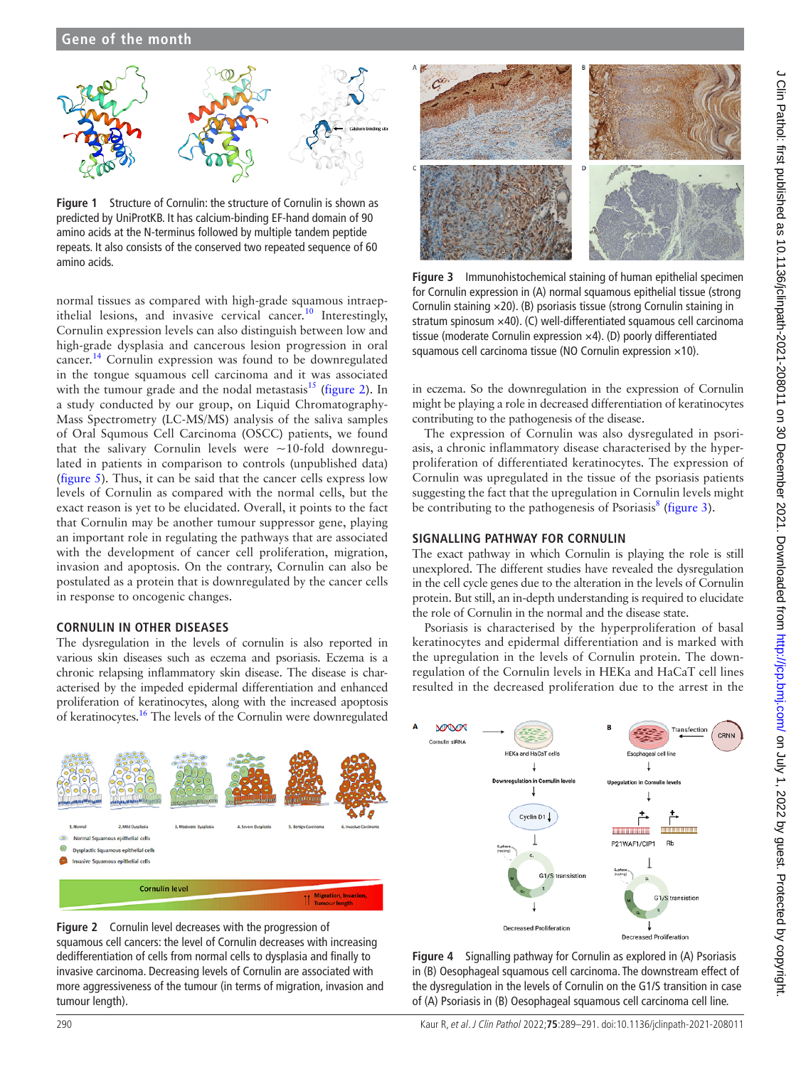Figure 1 Structure of Cornulin: the structure of Cornulin is shown as predicted by UniProtKB. It has calcium-binding EF-hand domain of 90 amino acids at the N-terminus followed by multiple tandem peptide repeats. It also consists of the conserved two repeated sequence of 60 amino acids.

normal tissues as compared with high-grade squamous intraepithelial lesions, and invasive cervical cancer.[10] Interestingly, Cornulin expression levels can also distinguish between low and high-grade dysplasia and cancerous lesion progression in oral cancer.[14] Cornulin expression was found to be downregulated in the tongue squamous cell carcinoma and it was associated with the tumour grade and the nodal metastasis[15] (figure 2). In a study conducted by our group, on Liquid Chromatography-Mass Spectrometry (LC-MS/MS) analysis of the saliva samples of Oral Squmous Cell Carcinoma (OSCC) patients, we found that the salivary Cornulin levels were ~10-fold downregulated in patients in comparison to controls (unpublished data) (figure 5). Thus, it can be said that the cancer cells express low levels of Cornulin as compared with the normal cells, but the exact reason is yet to be elucidated. Overall, it points to the fact that Cornulin may be another tumour suppressor gene, playing an important role in regulating the pathways that are associated with the development of cancer cell proliferation, migration, invasion and apoptosis. On the contrary, Cornulin can also be postulated as a protein that is downregulated by the cancer cells in response to oncogenic changes.

## CORNULIN IN OTHER DISEASES

The dysregulation in the levels of cornulin is also reported in various skin diseases such as eczema and psoriasis. Eczema is a chronic relapsing inflammatory skin disease. The disease is characterised by the impeded epidermal differentiation and enhanced proliferation of keratinocytes, along with the increased apoptosis of keratinocytes.[16] The levels of the Cornulin were downregulated in eczema. So the downregulation in the expression of Cornulin might be playing a role in decreased differentiation of keratinocytes contributing to the pathogenesis of the disease.

The expression of Cornulin was also dysregulated in psoriasis, a chronic inflammatory disease characterised by the hyperproliferation of differentiated keratinocytes. The expression of Cornulin was upregulated in the tissue of the psoriasis patients suggesting the fact that the upregulation in Cornulin levels might be contributing to the pathogenesis of Psoriasis[8] (figure 3).

Figure 2 Cornulin level decreases with the progression of squamous cell cancers: the level of Cornulin decreases with increasing dedifferentiation of cells from normal cells to dysplasia and finally to invasive carcinoma. Decreasing levels of Cornulin are associated with more aggressiveness of the tumour (in terms of migration, invasion and tumour length).

Figure 3 Immunohistochemical staining of human epithelial specimen for Cornulin expression in (A) normal squamous epithelial tissue (strong Cornulin staining ×20). (B) psoriasis tissue (strong Cornulin staining in stratum spinosum ×40). (C) well-differentiated squamous cell carcinoma tissue (moderate Cornulin expression ×4). (D) poorly differentiated squamous cell carcinoma tissue (NO Cornulin expression ×10).

## SIGNALLING PATHWAY FOR CORNULIN

The exact pathway in which Cornulin is playing the role is still unexplored. The different studies have revealed the dysregulation in the cell cycle genes due to the alteration in the levels of Cornulin protein. But still, an in-depth understanding is required to elucidate the role of Cornulin in the normal and the disease state.

Psoriasis is characterised by the hyperproliferation of basal keratinocytes and epidermal differentiation and is marked with the upregulation in the levels of Cornulin protein. The downregulation of the Cornulin levels in HEKa and HaCaT cell lines resulted in the decreased proliferation due to the arrest in the

Figure 4 Signalling pathway for Cornulin as explored in (A) Psoriasis in (B) Oesophageal squamous cell carcinoma. The downstream effect of the dysregulation in the levels of Cornulin on the G1/S transition in case of (A) Psoriasis in (B) Oesophageal squamous cell carcinoma cell line.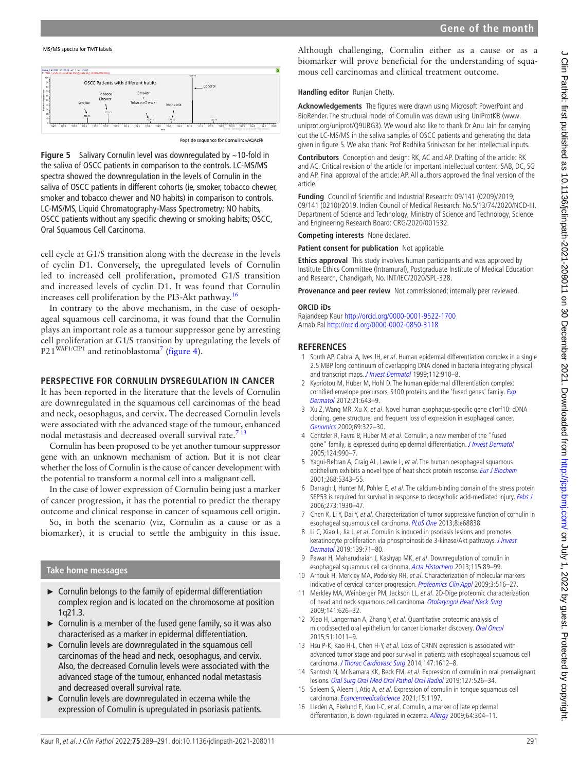MS/MS spectra for TMT labels

OSCC Patients with different habits

Control

Smoker

Tobacco Chewer

Smoker + Tobacco Chewer

No habits

Peptide sequence for Cornulin: vAQAcFk

Figure 5 Salivary Cornulin level was downregulated by ~10-fold in the saliva of OSCC patients in comparison to the controls. LC-MS/MS spectra showed the downregulation in the levels of Cornulin in the saliva of OSCC patients in different cohorts (ie, smoker, tobacco chewer, smoker and tobacco chewer and NO habits) in comparison to controls. LC-MS/MS, Liquid Chromatography-Mass Spectrometry; NO habits, OSCC patients without any specific chewing or smoking habits; OSCC, Oral Squamous Cell Carcinoma.

cell cycle at G1/S transition along with the decrease in the levels of cyclin D1. Conversely, the upregulated levels of Cornulin led to increased cell proliferation, promoted G1/S transition and increased levels of cyclin D1. It was found that Cornulin increases cell proliferation by the PI3-Akt pathway.[16]

In contrary to the above mechanism, in the case of oesophageal squamous cell carcinoma, it was found that the Cornulin plays an important role as a tumour suppressor gene by arresting cell proliferation at G1/S transition by upregulating the levels of P21$^{WAF1/CIP1}$ and retinoblastoma[7] (figure 4).

## PERSPECTIVE FOR CORNULIN DYSREGULATION IN CANCER

It has been reported in the literature that the levels of Cornulin are downregulated in the squamous cell carcinomas of the head and neck, oesophagus, and cervix. The decreased Cornulin levels were associated with the advanced stage of the tumour, enhanced nodal metastasis and decreased overall survival rate.[7,13]

Cornulin has been proposed to be yet another tumour suppressor gene with an unknown mechanism of action. But it is not clear whether the loss of Cornulin is the cause of cancer development with the potential to transform a normal cell into a malignant cell.

In the case of lower expression of Cornulin being just a marker of cancer progression, it has the potential to predict the therapy outcome and clinical response in cancer of squamous cell origin.

So, in both the scenario (viz, Cornulin as a cause or as a biomarker), it is crucial to settle the ambiguity in this issue.

### Take home messages

- ► Cornulin belongs to the family of epidermal differentiation complex region and is located on the chromosome at position 1q21.3.
- ► Cornulin is a member of the fused gene family, so it was also characterised as a marker in epidermal differentiation.
- ► Cornulin levels are downregulated in the squamous cell carcinomas of the head and neck, oesophagus, and cervix. Also, the decreased Cornulin levels were associated with the advanced stage of the tumour, enhanced nodal metastasis and decreased overall survival rate.
- ► Cornulin levels are downregulated in eczema while the expression of Cornulin is upregulated in psoriasis patients.

Although challenging, Cornulin either as a cause or as a biomarker will prove beneficial for the understanding of squamous cell carcinomas and clinical treatment outcome.

**Handling editor** Runjan Chetty.

**Acknowledgements** The figures were drawn using Microsoft PowerPoint and BioRender. The structural model of Cornulin was drawn using UniProtKB (www.uniprot.org/uniprot/Q9UBG3). We would also like to thank Dr Anu Jain for carrying out the LC-MS/MS in the saliva samples of OSCC patients and generating the data given in figure 5. We also thank Prof Radhika Srinivasan for her intellectual inputs.

**Contributors** Conception and design: RK, AC and AP. Drafting of the article: RK and AC. Critical revision of the article for important intellectual content: SAB, DC, SG and AP. Final approval of the article: AP. All authors approved the final version of the article.

**Funding** Council of Scientific and Industrial Research: 09/141 (0209)/2019; 09/141 (0210)/2019. Indian Council of Medical Research: No.5/13/74/2020/NCD-III. Department of Science and Technology, Ministry of Science and Technology, Science and Engineering Research Board: CRG/2020/001532.

**Competing interests** None declared.

**Patient consent for publication** Not applicable.

**Ethics approval** This study involves human participants and was approved by Institute Ethics Committee (Intramural), Postgraduate Institute of Medical Education and Research, Chandigarh, No. INT/IEC/2020/SPL-328.

**Provenance and peer review** Not commissioned; internally peer reviewed.

**ORCID iDs**

Rajandeep Kaur http://orcid.org/0000-0001-9522-1700
Arnab Pal http://orcid.org/0000-0002-0850-3118

## REFERENCES

1. South AP, Cabral A, Ives JH, *et al*. Human epidermal differentiation complex in a single 2.5 MBP long continuum of overlapping DNA cloned in bacteria integrating physical and transcript maps. *J Invest Dermatol* 1999;112:910–8.
2. Kypriotou M, Huber M, Hohl D. The human epidermal differentiation complex: cornified envelope precursors, S100 proteins and the 'fused genes' family. *Exp Dermatol* 2012;21:643–9.
3. Xu Z, Wang MR, Xu X, *et al*. Novel human esophagus-specific gene c1orf10: cDNA cloning, gene structure, and frequent loss of expression in esophageal cancer. *Genomics* 2000;69:322–30.
4. Contzler R, Favre B, Huber M, *et al*. Cornulin, a new member of the "fused gene" family, is expressed during epidermal differentiation. *J Invest Dermatol* 2005;124:990–7.
5. Yagui-Beltran A, Craig AL, Lawrie L, *et al*. The human oesophageal squamous epithelium exhibits a novel type of heat shock protein response. *Eur J Biochem* 2001;268:5343–55.
6. Darragh J, Hunter M, Pohler E, *et al*. The calcium-binding domain of the stress protein SEP53 is required for survival in response to deoxycholic acid-mediated injury. *Febs J* 2006;273:1930–47.
7. Chen K, Li Y, Dai Y, *et al*. Characterization of tumor suppressive function of cornulin in esophageal squamous cell carcinoma. *PLoS One* 2013;8:e68838.
8. Li C, Xiao L, Jia J, *et al*. Cornulin is induced in psoriasis lesions and promotes keratinocyte proliferation via phosphoinositide 3-kinase/Akt pathways. *J Invest Dermatol* 2019;139:71–80.
9. Pawar H, Maharudraiah J, Kashyap MK, *et al*. Downregulation of cornulin in esophageal squamous cell carcinoma. *Acta Histochem* 2013;115:89–99.
10. Arnouk H, Merkley MA, Podolsky RH, *et al*. Characterization of molecular markers indicative of cervical cancer progression. *Proteomics Clin Appl* 2009;3:516–27.
11. Merkley MA, Weinberger PM, Jackson LL, *et al*. 2D-Dige proteomic characterization of head and neck squamous cell carcinoma. *Otolaryngol Head Neck Surg* 2009;141:626–32.
12. Xiao H, Langerman A, Zhang Y, *et al*. Quantitative proteomic analysis of microdissected oral epithelium for cancer biomarker discovery. *Oral Oncol* 2015;51:1011–9.
13. Hsu P-K, Kao H-L, Chen H-Y, *et al*. Loss of CRNN expression is associated with advanced tumor stage and poor survival in patients with esophageal squamous cell carcinoma. *J Thorac Cardiovasc Surg* 2014;147:1612–8.
14. Santosh N, McNamara KK, Beck FM, *et al*. Expression of cornulin in oral premalignant lesions. *Oral Surg Oral Med Oral Pathol Oral Radiol* 2019;127:526–34.
15. Saleem S, Aleem I, Atiq A, *et al*. Expression of cornulin in tongue squamous cell carcinoma. *Ecancermedicalscience* 2021;15:1197.
16. Liedén A, Ekelund E, Kuo I-C, *et al*. Cornulin, a marker of late epidermal differentiation, is down-regulated in eczema. *Allergy* 2009;64:304–11.